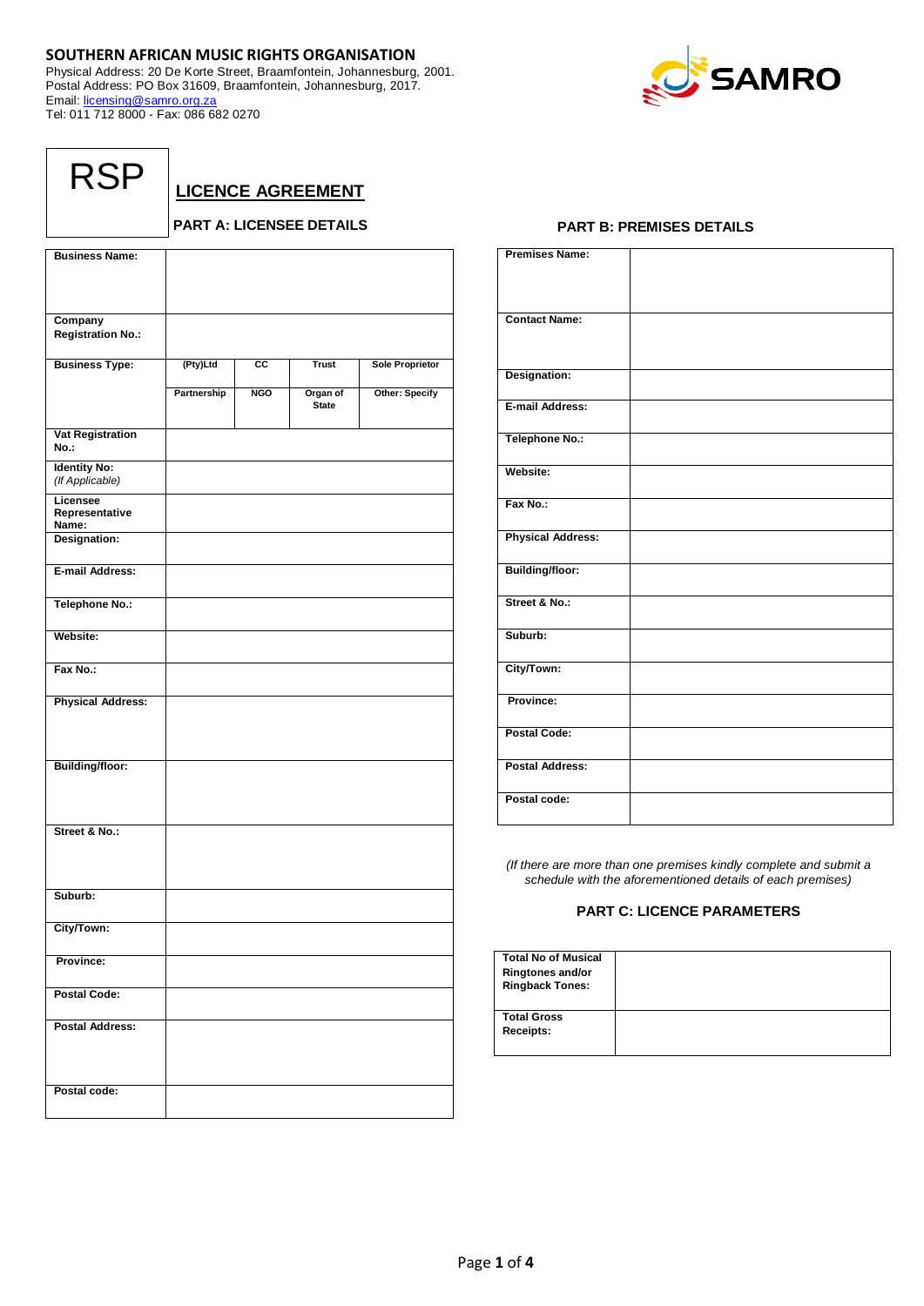**SOUTHERN AFRICAN MUSIC RIGHTS ORGANISATION**
Physical Address: 20 De Korte Street, Braamfontein, Johannesburg, 2001.
Postal Address: PO Box 31609, Braamfontein, Johannesburg, 2017.
Email: licensing@samro.org.za
Tel: 011 712 8000 - Fax: 086 682 0270

SAMRO

# RSP

## LICENCE AGREEMENT

### PART A: LICENSEE DETAILS

| **Business Name:** | | | | |
|---|---|---|---|---|
| **Company Registration No.:** | | | | |
| **Business Type:** | **(Pty)Ltd** | **CC** | **Trust** | **Sole Proprietor** |
| | **Partnership** | **NGO** | **Organ of State** | **Other: Specify** |
| **Vat Registration No.:** | | | | |
| **Identity No:** *(If Applicable)* | | | | |
| **Licensee Representative Name:** | | | | |
| **Designation:** | | | | |
| **E-mail Address:** | | | | |
| **Telephone No.:** | | | | |
| **Website:** | | | | |
| **Fax No.:** | | | | |
| **Physical Address:** | | | | |
| **Building/floor:** | | | | |
| **Street & No.:** | | | | |
| **Suburb:** | | | | |
| **City/Town:** | | | | |
| **Province:** | | | | |
| **Postal Code:** | | | | |
| **Postal Address:** | | | | |
| **Postal code:** | | | | |

### PART B: PREMISES DETAILS

| **Premises Name:** | |
|---|---|
| **Contact Name:** | |
| **Designation:** | |
| **E-mail Address:** | |
| **Telephone No.:** | |
| **Website:** | |
| **Fax No.:** | |
| **Physical Address:** | |
| **Building/floor:** | |
| **Street & No.:** | |
| **Suburb:** | |
| **City/Town:** | |
| **Province:** | |
| **Postal Code:** | |
| **Postal Address:** | |
| **Postal code:** | |

*(If there are more than one premises kindly complete and submit a schedule with the aforementioned details of each premises)*

### PART C: LICENCE PARAMETERS

| **Total No of Musical Ringtones and/or Ringback Tones:** | |
|---|---|
| **Total Gross Receipts:** | |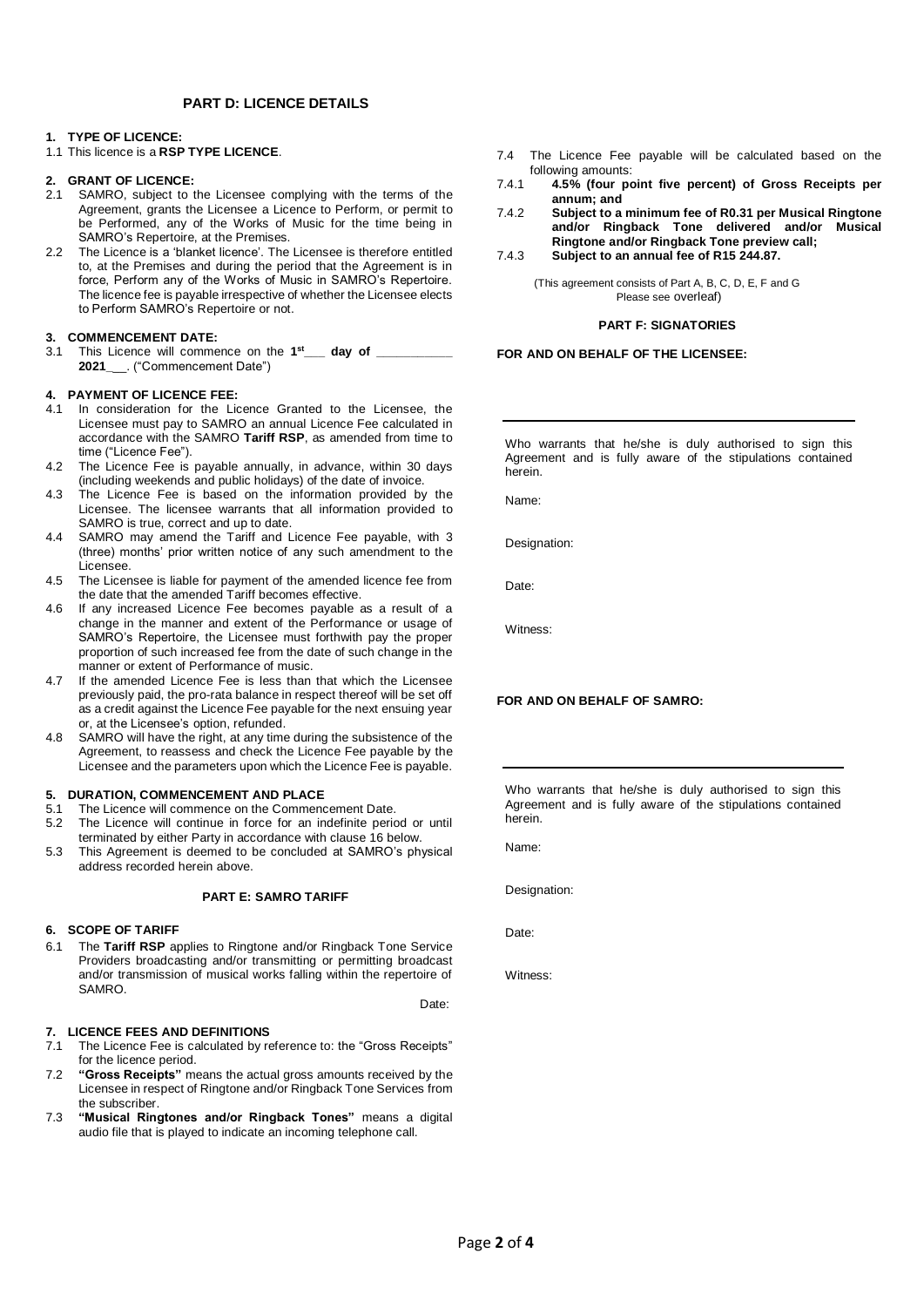## PART D: LICENCE DETAILS

**1. TYPE OF LICENCE:**

1.1 This licence is a **RSP TYPE LICENCE**.

**2. GRANT OF LICENCE:**

2.1 SAMRO, subject to the Licensee complying with the terms of the Agreement, grants the Licensee a Licence to Perform, or permit to be Performed, any of the Works of Music for the time being in SAMRO's Repertoire, at the Premises.

2.2 The Licence is a 'blanket licence'. The Licensee is therefore entitled to, at the Premises and during the period that the Agreement is in force, Perform any of the Works of Music in SAMRO's Repertoire. The licence fee is payable irrespective of whether the Licensee elects to Perform SAMRO's Repertoire or not.

**3. COMMENCEMENT DATE:**

3.1 This Licence will commence on the **1st___ day of ___________ 2021___**. ("Commencement Date")

**4. PAYMENT OF LICENCE FEE:**

4.1 In consideration for the Licence Granted to the Licensee, the Licensee must pay to SAMRO an annual Licence Fee calculated in accordance with the SAMRO **Tariff RSP**, as amended from time to time ("Licence Fee").

4.2 The Licence Fee is payable annually, in advance, within 30 days (including weekends and public holidays) of the date of invoice.

4.3 The Licence Fee is based on the information provided by the Licensee. The licensee warrants that all information provided to SAMRO is true, correct and up to date.

4.4 SAMRO may amend the Tariff and Licence Fee payable, with 3 (three) months' prior written notice of any such amendment to the Licensee.

4.5 The Licensee is liable for payment of the amended licence fee from the date that the amended Tariff becomes effective.

4.6 If any increased Licence Fee becomes payable as a result of a change in the manner and extent of the Performance or usage of SAMRO's Repertoire, the Licensee must forthwith pay the proper proportion of such increased fee from the date of such change in the manner or extent of Performance of music.

4.7 If the amended Licence Fee is less than that which the Licensee previously paid, the pro-rata balance in respect thereof will be set off as a credit against the Licence Fee payable for the next ensuing year or, at the Licensee's option, refunded.

4.8 SAMRO will have the right, at any time during the subsistence of the Agreement, to reassess and check the Licence Fee payable by the Licensee and the parameters upon which the Licence Fee is payable.

**5. DURATION, COMMENCEMENT AND PLACE**

5.1 The Licence will commence on the Commencement Date.

5.2 The Licence will continue in force for an indefinite period or until terminated by either Party in accordance with clause 16 below.

5.3 This Agreement is deemed to be concluded at SAMRO's physical address recorded herein above.

## PART E: SAMRO TARIFF

**6. SCOPE OF TARIFF**

6.1 The **Tariff RSP** applies to Ringtone and/or Ringback Tone Service Providers broadcasting and/or transmitting or permitting broadcast and/or transmission of musical works falling within the repertoire of SAMRO.

Date:

**7. LICENCE FEES AND DEFINITIONS**

7.1 The Licence Fee is calculated by reference to: the "Gross Receipts" for the licence period.

7.2 **"Gross Receipts"** means the actual gross amounts received by the Licensee in respect of Ringtone and/or Ringback Tone Services from the subscriber.

7.3 **"Musical Ringtones and/or Ringback Tones"** means a digital audio file that is played to indicate an incoming telephone call.

7.4 The Licence Fee payable will be calculated based on the following amounts:

7.4.1 **4.5% (four point five percent) of Gross Receipts per annum; and**

7.4.2 **Subject to a minimum fee of R0.31 per Musical Ringtone and/or Ringback Tone delivered and/or Musical Ringtone and/or Ringback Tone preview call;**

7.4.3 **Subject to an annual fee of R15 244.87.**

(This agreement consists of Part A, B, C, D, E, F and G
Please see overleaf)

## PART F: SIGNATORIES

**FOR AND ON BEHALF OF THE LICENSEE:**

______________________________

Who warrants that he/she is duly authorised to sign this Agreement and is fully aware of the stipulations contained herein.

Name:

Designation:

Date:

Witness:

**FOR AND ON BEHALF OF SAMRO:**

______________________________

Who warrants that he/she is duly authorised to sign this Agreement and is fully aware of the stipulations contained herein.

Name:

Designation:

Date:

Witness: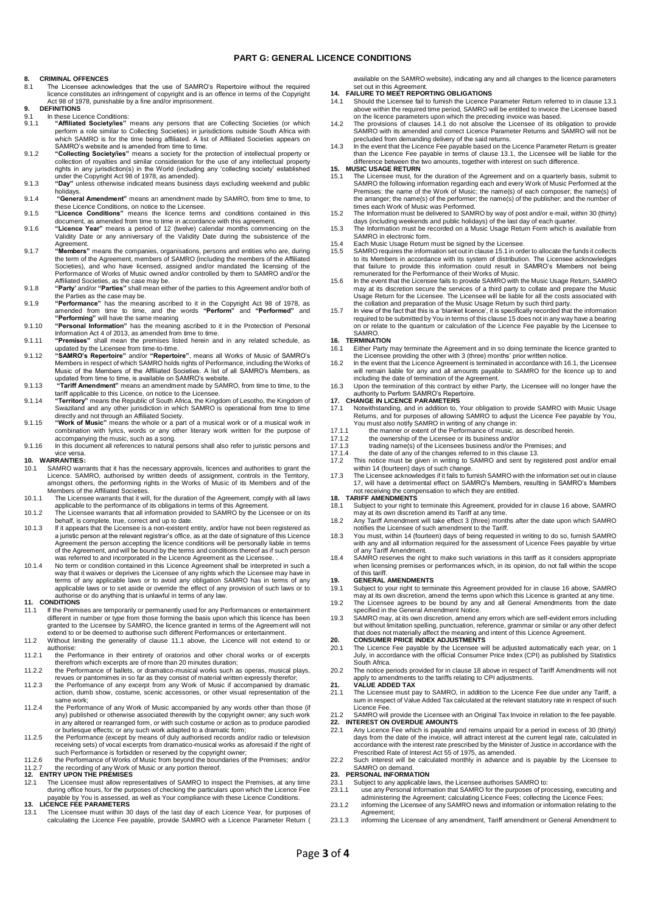# PART G: GENERAL LICENCE CONDITIONS

**8. CRIMINAL OFFENCES**

8.1 The Licensee acknowledges that the use of SAMRO's Repertoire without the required licence constitutes an infringement of copyright and is an offence in terms of the Copyright Act 98 of 1978, punishable by a fine and/or imprisonment.

**9. DEFINITIONS**

9.1 In these Licence Conditions:

9.1.1 **"Affiliated Society/ies"** means any persons that are Collecting Societies (or which perform a role similar to Collecting Societies) in jurisdictions outside South Africa with which SAMRO is for the time being affiliated. A list of Affiliated Societies appears on SAMRO's website and is amended from time to time.

9.1.2 **"Collecting Society/ies"** means a society for the protection of intellectual property or collection of royalties and similar consideration for the use of any intellectual property rights in any jurisdiction(s) in the World (including any 'collecting society' established under the Copyright Act 98 of 1978, as amended).

9.1.3 **"Day"** unless otherwise indicated means business days excluding weekend and public holidays.

9.1.4 **"General Amendment"** means an amendment made by SAMRO, from time to time, to these Licence Conditions, on notice to the Licensee.

9.1.5 **"Licence Conditions"** means the licence terms and conditions contained in this document, as amended from time to time in accordance with this agreement.

9.1.6 **"Licence Year"** means a period of 12 (twelve) calendar months commencing on the Validity Date or any anniversary of the Validity Date during the subsistence of the Agreement.

9.1.7 **"Members"** means the companies, organisations, persons and entities who are, during the term of the Agreement, members of SAMRO (including the members of the Affiliated Societies), and who have licensed, assigned and/or mandated the licensing of the Performance of Works of Music owned and/or controlled by them to SAMRO and/or the Affiliated Societies, as the case may be.

9.1.8 **"Party"** and/or **"Parties"** shall mean either of the parties to this Agreement and/or both of the Parties as the case may be.

9.1.9 **"Performance"** has the meaning ascribed to it in the Copyright Act 98 of 1978, as amended from time to time, and the words **"Perform"** and **"Performed"** and **"Performing"** will have the same meaning

9.1.10 **"Personal Information"** has the meaning ascribed to it in the Protection of Personal Information Act 4 of 2013, as amended from time to time.

9.1.11 **"Premises"** shall mean the premises listed herein and in any related schedule, as updated by the Licensee from time-to-time.

9.1.12 **"SAMRO's Repertoire"** and/or **"Repertoire"**, means all Works of Music of SAMRO's Members in respect of which SAMRO holds rights of Performance, including the Works of Music of the Members of the Affiliated Societies. A list of all SAMRO's Members, as updated from time to time, is available on SAMRO's website.

9.1.13 **"Tariff Amendment"** means an amendment made by SAMRO, from time to time, to the tariff applicable to this Licence, on notice to the Licensee.

9.1.14 **"Territory"** means the Republic of South Africa, the Kingdom of Lesotho, the Kingdom of Swaziland and any other jurisdiction in which SAMRO is operational from time to time directly and not through an Affiliated Society.

9.1.15 **"Work of Music"** means the whole or a part of a musical work or of a musical work in combination with lyrics, words or any other literary work written for the purpose of accompanying the music, such as a song.

9.1.16 In this document all references to natural persons shall also refer to juristic persons and vice versa.

**10. WARRANTIES:**

10.1 SAMRO warrants that it has the necessary approvals, licences and authorities to grant the Licence. SAMRO, authorised by written deeds of assignment, controls in the Territory, amongst others, the performing rights in the Works of Music of its Members and of the Members of the Affiliated Societies.

10.1.1 The Licensee warrants that it will, for the duration of the Agreement, comply with all laws applicable to the performance of its obligations in terms of this Agreement.

10.1.2 The Licensee warrants that all information provided to SAMRO by the Licensee or on its behalf, is complete, true, correct and up to date.

10.1.3 If it appears that the Licensee is a non-existent entity, and/or have not been registered as a juristic person at the relevant registrar's office, as at the date of signature of this Licence Agreement the person accepting the licence conditions will be personally liable in terms of the Agreement, and will be bound by the terms and conditions thereof as if such person was referred to and incorporated in the Licence Agreement as the Licensee. .

10.1.4 No term or condition contained in this Licence Agreement shall be interpreted in such a way that it waives or deprives the Licensee of any rights which the Licensee may have in terms of any applicable laws or to avoid any obligation SAMRO has in terms of any applicable laws or to set aside or override the effect of any provision of such laws or to authorise or do anything that is unlawful in terms of any law.

**11. CONDITIONS**

11.1 If the Premises are temporarily or permanently used for any Performances or entertainment different in number or type from those forming the basis upon which this licence has been granted to the Licensee by SAMRO, the licence granted in terms of the Agreement will not extend to or be deemed to authorise such different Performances or entertainment.

11.2 Without limiting the generality of clause 11.1 above, the Licence will not extend to or authorise:

11.2.1 the Performance in their entirety of oratorios and other choral works or of excerpts therefrom which excerpts are of more than 20 minutes duration;

11.2.2 the Performance of ballets, or dramatico-musical works such as operas, musical plays, revues or pantomimes in so far as they consist of material written expressly therefor;

11.2.3 the Performance of any excerpt from any Work of Music if accompanied by dramatic action, dumb show, costume, scenic accessories, or other visual representation of the same work;

11.2.4 the Performance of any Work of Music accompanied by any words other than those (if any) published or otherwise associated therewith by the copyright owner; any such work in any altered or rearranged form, or with such costume or action as to produce parodied or burlesque effects; or any such work adapted to a dramatic form;

11.2.5 the Performance (except by means of duly authorised records and/or radio or television receiving sets) of vocal excerpts from dramatico-musical works as aforesaid if the right of such Performance is forbidden or reserved by the copyright owner;

11.2.6 the Performance of Works of Music from beyond the boundaries of the Premises; and/or

11.2.7 the recording of any Work of Music or any portion thereof.

**12. ENTRY UPON THE PREMISES**

12.1 The Licensee must allow representatives of SAMRO to inspect the Premises, at any time during office hours, for the purposes of checking the particulars upon which the Licence Fee payable by You is assessed, as well as Your compliance with these Licence Conditions.

**13. LICENCE FEE PARAMETERS**

13.1 The Licensee must within 30 days of the last day of each Licence Year, for purposes of calculating the Licence Fee payable, provide SAMRO with a Licence Parameter Return ( available on the SAMRO website), indicating any and all changes to the licence parameters set out in this Agreement.

**14. FAILURE TO MEET REPORTING OBLIGATIONS**

14.1 Should the Licensee fail to furnish the Licence Parameter Return referred to in clause 13.1 above within the required time period, SAMRO will be entitled to invoice the Licensee based on the licence parameters upon which the preceding invoice was based.

14.2 The provisions of clauses 14.1 do not absolve the Licensee of its obligation to provide SAMRO with its amended and correct Licence Parameter Returns and SAMRO will not be precluded from demanding delivery of the said returns.

14.3 In the event that the Licence Fee payable based on the Licence Parameter Return is greater than the Licence Fee payable in terms of clause 13.1, the Licensee will be liable for the difference between the two amounts, together with interest on such difference.

**15. MUSIC USAGE RETURN**

15.1 The Licensee must, for the duration of the Agreement and on a quarterly basis, submit to SAMRO the following information regarding each and every Work of Music Performed at the Premises: the name of the Work of Music; the name(s) of each composer; the name(s) of the arranger; the name(s) of the performer; the name(s) of the publisher; and the number of times each Work of Music was Performed.

15.2 The Information must be delivered to SAMRO by way of post and/or e-mail, within 30 (thirty) days (including weekends and public holidays) of the last day of each quarter.

15.3 The Information must be recorded on a Music Usage Return Form which is available from SAMRO in electronic form.

15.4 Each Music Usage Return must be signed by the Licensee.

15.5 SAMRO requires the information set out in clause 15.1 in order to allocate the funds it collects to its Members in accordance with its system of distribution. The Licensee acknowledges that failure to provide this information could result in SAMRO's Members not being remunerated for the Performance of their Works of Music.

15.6 In the event that the Licensee fails to provide SAMRO with the Music Usage Return, SAMRO may at its discretion secure the services of a third party to collate and prepare the Music Usage Return for the Licensee. The Licensee will be liable for all the costs associated with the collation and preparation of the Music Usage Return by such third party.

15.7 In view of the fact that this is a 'blanket licence', it is specifically recorded that the information required to be submitted by You in terms of this clause 15 does not in any way have a bearing on or relate to the quantum or calculation of the Licence Fee payable by the Licensee to SAMRO.

**16. TERMINATION**

16.1 Either Party may terminate the Agreement and in so doing terminate the licence granted to the Licensee providing the other with 3 (three) months' prior written notice.

16.2 In the event that the Licence Agreement is terminated in accordance with 16.1, the Licensee will remain liable for any and all amounts payable to SAMRO for the licence up to and including the date of termination of the Agreement.

16.3 Upon the termination of this contract by either Party, the Licensee will no longer have the authority to Perform SAMRO's Repertoire.

**17. CHANGE IN LICENCE PARAMETERS**

17.1 Notwithstanding, and in addition to, Your obligation to provide SAMRO with Music Usage Returns, and for purposes of allowing SAMRO to adjust the Licence Fee payable by You, You must also notify SAMRO in writing of any change in:

17.1.1 the manner or extent of the Performance of music, as described herein.

17.1.2 the ownership of the Licensee or its business and/or

17.1.3 trading name(s) of the Licensees business and/or the Premises; and

17.1.4 the date of any of the changes referred to in this clause 13.

17.2 This notice must be given in writing to SAMRO and sent by registered post and/or email within 14 (fourteen) days of such change.

17.3 The Licensee acknowledges if it fails to furnish SAMRO with the information set out in clause 17, will have a detrimental effect on SAMRO's Members, resulting in SAMRO's Members not receiving the compensation to which they are entitled.

**18. TARIFF AMENDMENTS**

18.1 Subject to your right to terminate this Agreement, provided for in clause 16 above, SAMRO may at its own discretion amend its Tariff at any time.

18.2 Any Tariff Amendment will take effect 3 (three) months after the date upon which SAMRO notifies the Licensee of such amendment to the Tariff.

18.3 You must, within 14 (fourteen) days of being requested in writing to do so, furnish SAMRO with any and all information required for the assessment of Licence Fees payable by virtue of any Tariff Amendment.

18.4 SAMRO reserves the right to make such variations in this tariff as it considers appropriate when licensing premises or performances which, in its opinion, do not fall within the scope of this tariff.

**19. GENERAL AMENDMENTS**

19.1 Subject to your right to terminate this Agreement provided for in clause 16 above, SAMRO may at its own discretion, amend the terms upon which this Licence is granted at any time.

19.2 The Licensee agrees to be bound by any and all General Amendments from the date specified in the General Amendment Notice.

19.3 SAMRO may, at its own discretion, amend any errors which are self-evident errors including but without limitation spelling, punctuation, reference, grammar or similar or any other defect that does not materially affect the meaning and intent of this Licence Agreement.

**20. CONSUMER PRICE INDEX ADJUSTMENTS**

20.1 The Licence Fee payable by the Licensee will be adjusted automatically each year, on 1 July, in accordance with the official Consumer Price Index (CPI) as published by Statistics South Africa.

20.2 The notice periods provided for in clause 18 above in respect of Tariff Amendments will not apply to amendments to the tariffs relating to CPI adjustments.

**21. VALUE ADDED TAX**

21.1 The Licensee must pay to SAMRO, in addition to the Licence Fee due under any Tariff, a sum in respect of Value Added Tax calculated at the relevant statutory rate in respect of such Licence Fee.

21.2 SAMRO will provide the Licensee with an Original Tax Invoice in relation to the fee payable.

**22. INTEREST ON OVERDUE AMOUNTS**

22.1 Any Licence Fee which is payable and remains unpaid for a period in excess of 30 (thirty) days from the date of the invoice, will attract interest at the current legal rate, calculated in accordance with the interest rate prescribed by the Minister of Justice in accordance with the Prescribed Rate of Interest Act 55 of 1975, as amended.

22.2 Such interest will be calculated monthly in advance and is payable by the Licensee to SAMRO on demand.

**23. PERSONAL INFORMATION**

23.1 Subject to any applicable laws, the Licensee authorises SAMRO to:

23.1.1 use any Personal Information that SAMRO for the purposes of processing, executing and administering the Agreement; calculating Licence Fees; collecting the Licence Fees;

23.1.2 informing the Licensee of any SAMRO news and information or information relating to the Agreement;

23.1.3 informing the Licensee of any amendment, Tariff amendment or General Amendment to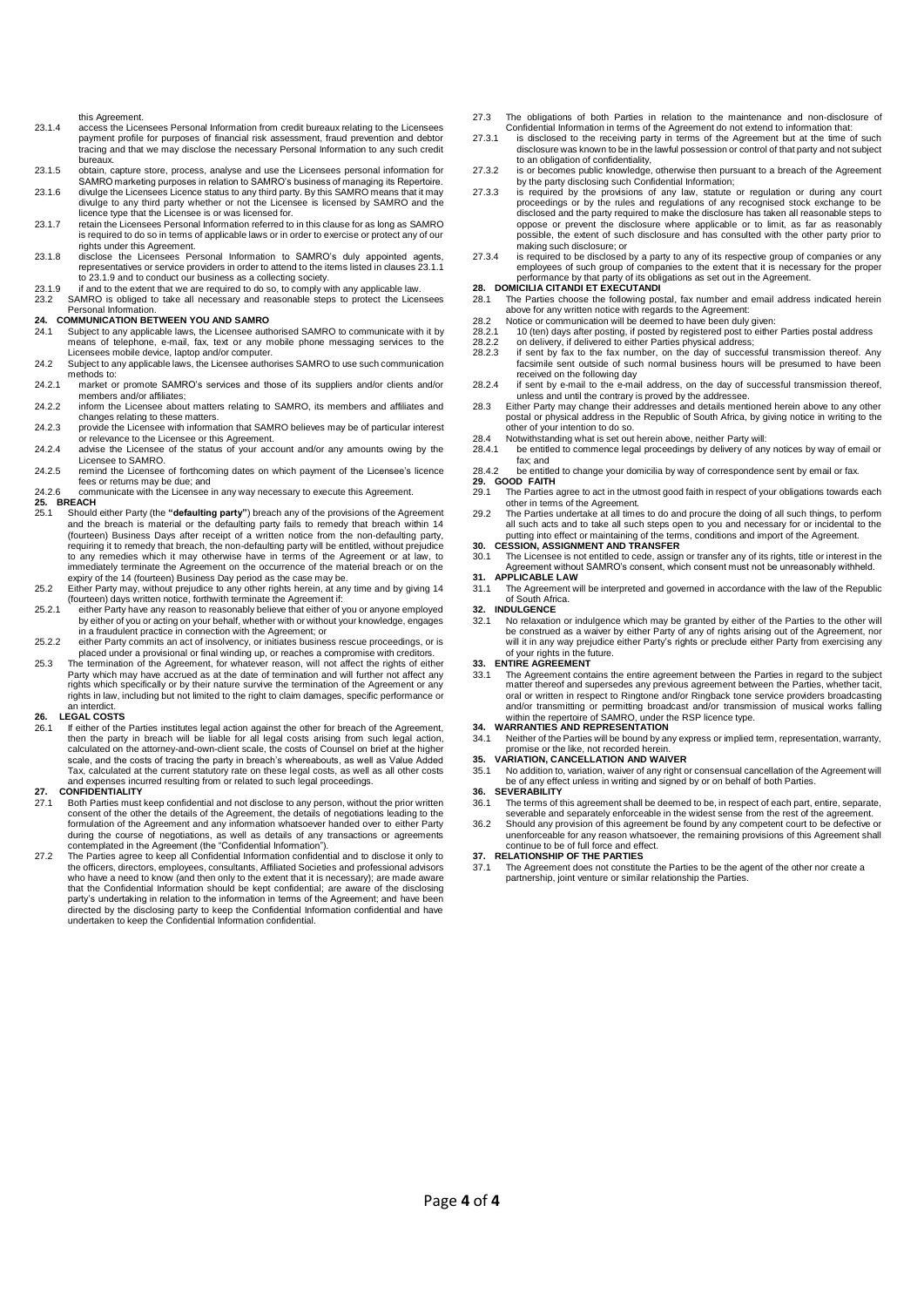this Agreement.

23.1.4 access the Licensees Personal Information from credit bureaux relating to the Licensees payment profile for purposes of financial risk assessment, fraud prevention and debtor tracing and that we may disclose the necessary Personal Information to any such credit bureaux.

23.1.5 obtain, capture store, process, analyse and use the Licensees personal information for SAMRO marketing purposes in relation to SAMRO's business of managing its Repertoire.

23.1.6 divulge the Licensees Licence status to any third party. By this SAMRO means that it may divulge to any third party whether or not the Licensee is licensed by SAMRO and the licence type that the Licensee is or was licensed for.

23.1.7 retain the Licensees Personal Information referred to in this clause for as long as SAMRO is required to do so in terms of applicable laws or in order to exercise or protect any of our rights under this Agreement.

23.1.8 disclose the Licensees Personal Information to SAMRO's duly appointed agents, representatives or service providers in order to attend to the items listed in clauses 23.1.1 to 23.1.9 and to conduct our business as a collecting society.

23.1.9 if and to the extent that we are required to do so, to comply with any applicable law.

23.2 SAMRO is obliged to take all necessary and reasonable steps to protect the Licensees Personal Information.

## 24. COMMUNICATION BETWEEN YOU AND SAMRO

24.1 Subject to any applicable laws, the Licensee authorised SAMRO to communicate with it by means of telephone, e-mail, fax, text or any mobile phone messaging services to the Licensees mobile device, laptop and/or computer.

24.2 Subject to any applicable laws, the Licensee authorises SAMRO to use such communication methods to:

24.2.1 market or promote SAMRO's services and those of its suppliers and/or clients and/or members and/or affiliates;

24.2.2 inform the Licensee about matters relating to SAMRO, its members and affiliates and changes relating to these matters.

24.2.3 provide the Licensee with information that SAMRO believes may be of particular interest or relevance to the Licensee or this Agreement.

24.2.4 advise the Licensee of the status of your account and/or any amounts owing by the Licensee to SAMRO.

24.2.5 remind the Licensee of forthcoming dates on which payment of the Licensee's licence fees or returns may be due; and

24.2.6 communicate with the Licensee in any way necessary to execute this Agreement.

## 25. BREACH

25.1 Should either Party (the "**defaulting party**") breach any of the provisions of the Agreement and the breach is material or the defaulting party fails to remedy that breach within 14 (fourteen) Business Days after receipt of a written notice from the non-defaulting party, requiring it to remedy that breach, the non-defaulting party will be entitled, without prejudice to any remedies which it may otherwise have in terms of the Agreement or at law, to immediately terminate the Agreement on the occurrence of the material breach or on the expiry of the 14 (fourteen) Business Day period as the case may be.

25.2 Either Party may, without prejudice to any other rights herein, at any time and by giving 14 (fourteen) days written notice, forthwith terminate the Agreement if:

25.2.1 either Party have any reason to reasonably believe that either of you or anyone employed by either of you or acting on your behalf, whether with or without your knowledge, engages in a fraudulent practice in connection with the Agreement; or

25.2.2 either Party commits an act of insolvency, or initiates business rescue proceedings, or is placed under a provisional or final winding up, or reaches a compromise with creditors.

25.3 The termination of the Agreement, for whatever reason, will not affect the rights of either Party which may have accrued as at the date of termination and will further not affect any rights which specifically or by their nature survive the termination of the Agreement or any rights in law, including but not limited to the right to claim damages, specific performance or an interdict.

## 26. LEGAL COSTS

26.1 If either of the Parties institutes legal action against the other for breach of the Agreement, then the party in breach will be liable for all legal costs arising from such legal action, calculated on the attorney-and-own-client scale, the costs of Counsel on brief at the higher scale, and the costs of tracing the party in breach's whereabouts, as well as Value Added Tax, calculated at the current statutory rate on these legal costs, as well as all other costs and expenses incurred resulting from or related to such legal proceedings.

## 27. CONFIDENTIALITY

27.1 Both Parties must keep confidential and not disclose to any person, without the prior written consent of the other the details of the Agreement, the details of negotiations leading to the formulation of the Agreement and any information whatsoever handed over to either Party during the course of negotiations, as well as details of any transactions or agreements contemplated in the Agreement (the "Confidential Information").

27.2 The Parties agree to keep all Confidential Information confidential and to disclose it only to the officers, directors, employees, consultants, Affiliated Societies and professional advisors who have a need to know (and then only to the extent that it is necessary); are made aware that the Confidential Information should be kept confidential; are aware of the disclosing party's undertaking in relation to the information in terms of the Agreement; and have been directed by the disclosing party to keep the Confidential Information confidential and have undertaken to keep the Confidential Information confidential.

27.3 The obligations of both Parties in relation to the maintenance and non-disclosure of Confidential Information in terms of the Agreement do not extend to information that:

27.3.1 is disclosed to the receiving party in terms of the Agreement but at the time of such disclosure was known to be in the lawful possession or control of that party and not subject to an obligation of confidentiality,

27.3.2 is or becomes public knowledge, otherwise then pursuant to a breach of the Agreement by the party disclosing such Confidential Information;

27.3.3 is required by the provisions of any law, statute or regulation or during any court proceedings or by the rules and regulations of any recognised stock exchange to be disclosed and the party required to make the disclosure has taken all reasonable steps to oppose or prevent the disclosure where applicable or to limit, as far as reasonably possible, the extent of such disclosure and has consulted with the other party prior to making such disclosure; or

27.3.4 is required to be disclosed by a party to any of its respective group of companies or any employees of such group of companies to the extent that it is necessary for the proper performance by that party of its obligations as set out in the Agreement.

## 28. DOMICILIA CITANDI ET EXECUTANDI

28.1 The Parties choose the following postal, fax number and email address indicated herein above for any written notice with regards to the Agreement:

28.2 Notice or communication will be deemed to have been duly given:

28.2.1 10 (ten) days after posting, if posted by registered post to either Parties postal address

28.2.2 on delivery, if delivered to either Parties physical address;

28.2.3 if sent by fax to the fax number, on the day of successful transmission thereof. Any facsimile sent outside of such normal business hours will be presumed to have been received on the following day

28.2.4 if sent by e-mail to the e-mail address, on the day of successful transmission thereof, unless and until the contrary is proved by the addressee.

28.3 Either Party may change their addresses and details mentioned herein above to any other postal or physical address in the Republic of South Africa, by giving notice in writing to the other of your intention to do so.

28.4 Notwithstanding what is set out herein above, neither Party will:

28.4.1 be entitled to commence legal proceedings by delivery of any notices by way of email or fax; and

28.4.2 be entitled to change your domicilia by way of correspondence sent by email or fax.

## 29. GOOD FAITH

29.1 The Parties agree to act in the utmost good faith in respect of your obligations towards each other in terms of the Agreement.

29.2 The Parties undertake at all times to do and procure the doing of all such things, to perform all such acts and to take all such steps open to you and necessary for or incidental to the putting into effect or maintaining of the terms, conditions and import of the Agreement.

## 30. CESSION, ASSIGNMENT AND TRANSFER

30.1 The Licensee is not entitled to cede, assign or transfer any of its rights, title or interest in the Agreement without SAMRO's consent, which consent must not be unreasonably withheld.

## 31. APPLICABLE LAW

31.1 The Agreement will be interpreted and governed in accordance with the law of the Republic of South Africa.

## 32. INDULGENCE

32.1 No relaxation or indulgence which may be granted by either of the Parties to the other will be construed as a waiver by either Party of any of rights arising out of the Agreement, nor will it in any way prejudice either Party's rights or preclude either Party from exercising any of your rights in the future.

## 33. ENTIRE AGREEMENT

33.1 The Agreement contains the entire agreement between the Parties in regard to the subject matter thereof and supersedes any previous agreement between the Parties, whether tacit, oral or written in respect to Ringtone and/or Ringback tone service providers broadcasting and/or transmitting or permitting broadcast and/or transmission of musical works falling within the repertoire of SAMRO, under the RSP licence type.

## 34. WARRANTIES AND REPRESENTATION

34.1 Neither of the Parties will be bound by any express or implied term, representation, warranty, promise or the like, not recorded herein.

## 35. VARIATION, CANCELLATION AND WAIVER

35.1 No addition to, variation, waiver of any right or consensual cancellation of the Agreement will be of any effect unless in writing and signed by or on behalf of both Parties.

## 36. SEVERABILITY

36.1 The terms of this agreement shall be deemed to be, in respect of each part, entire, separate, severable and separately enforceable in the widest sense from the rest of the agreement.

36.2 Should any provision of this agreement be found by any competent court to be defective or unenforceable for any reason whatsoever, the remaining provisions of this Agreement shall continue to be of full force and effect.

## 37. RELATIONSHIP OF THE PARTIES

37.1 The Agreement does not constitute the Parties to be the agent of the other nor create a partnership, joint venture or similar relationship the Parties.